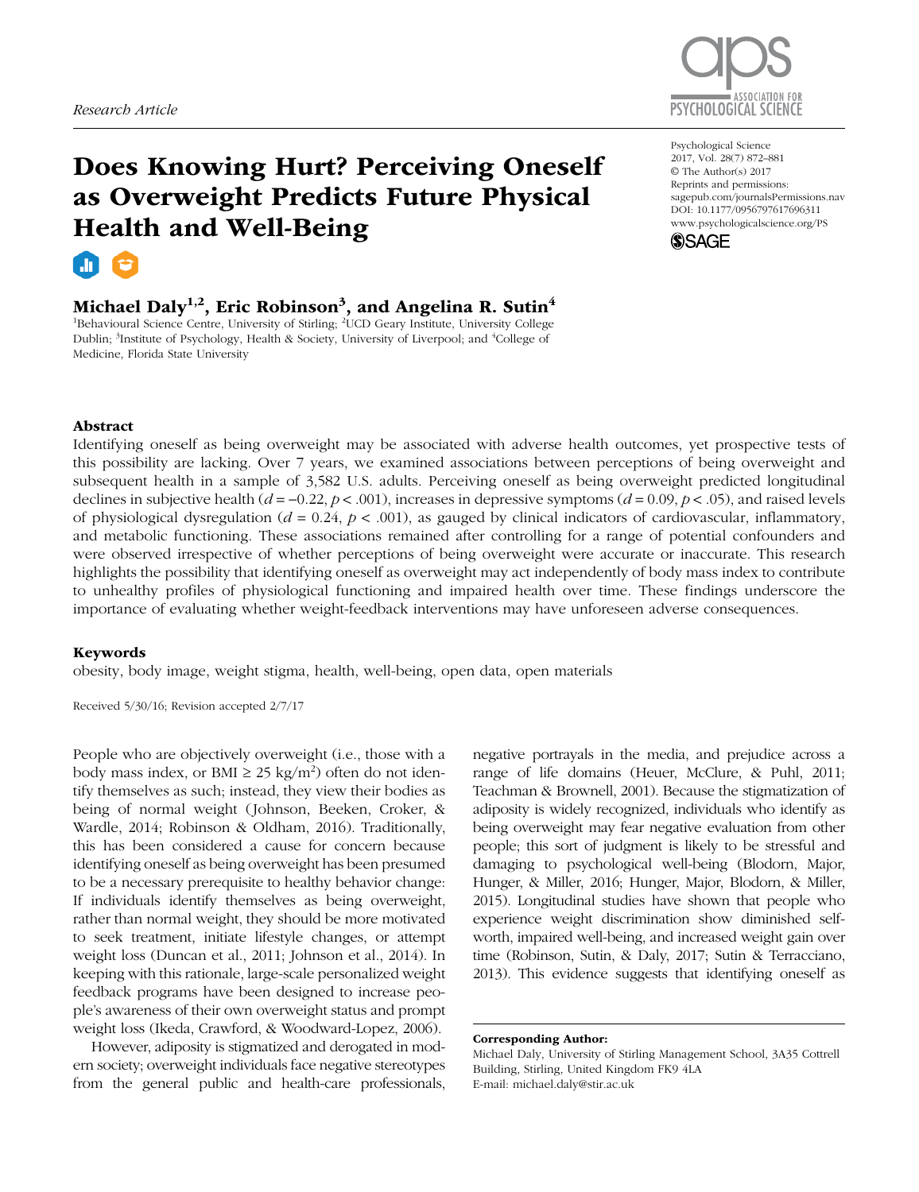Research Article

# Does Knowing Hurt? Perceiving Oneself as Overweight Predicts Future Physical Health and Well-Being

Psychological Science
2017, Vol. 28(7) 872–881
© The Author(s) 2017
Reprints and permissions: sagepub.com/journalsPermissions.nav
DOI: 10.1177/0956797617696311
www.psychologicalscience.org/PS

**Michael Daly[1,2], Eric Robinson[3], and Angelina R. Sutin[4]**

[1]Behavioural Science Centre, University of Stirling; [2]UCD Geary Institute, University College Dublin; [3]Institute of Psychology, Health & Society, University of Liverpool; and [4]College of Medicine, Florida State University

## Abstract

Identifying oneself as being overweight may be associated with adverse health outcomes, yet prospective tests of this possibility are lacking. Over 7 years, we examined associations between perceptions of being overweight and subsequent health in a sample of 3,582 U.S. adults. Perceiving oneself as being overweight predicted longitudinal declines in subjective health ($d = -0.22$, $p < .001$), increases in depressive symptoms ($d = 0.09$, $p < .05$), and raised levels of physiological dysregulation ($d = 0.24$, $p < .001$), as gauged by clinical indicators of cardiovascular, inflammatory, and metabolic functioning. These associations remained after controlling for a range of potential confounders and were observed irrespective of whether perceptions of being overweight were accurate or inaccurate. This research highlights the possibility that identifying oneself as overweight may act independently of body mass index to contribute to unhealthy profiles of physiological functioning and impaired health over time. These findings underscore the importance of evaluating whether weight-feedback interventions may have unforeseen adverse consequences.

## Keywords

obesity, body image, weight stigma, health, well-being, open data, open materials

Received 5/30/16; Revision accepted 2/7/17

People who are objectively overweight (i.e., those with a body mass index, or BMI ≥ 25 kg/m$^2$) often do not identify themselves as such; instead, they view their bodies as being of normal weight (Johnson, Beeken, Croker, & Wardle, 2014; Robinson & Oldham, 2016). Traditionally, this has been considered a cause for concern because identifying oneself as being overweight has been presumed to be a necessary prerequisite to healthy behavior change: If individuals identify themselves as being overweight, rather than normal weight, they should be more motivated to seek treatment, initiate lifestyle changes, or attempt weight loss (Duncan et al., 2011; Johnson et al., 2014). In keeping with this rationale, large-scale personalized weight feedback programs have been designed to increase people's awareness of their own overweight status and prompt weight loss (Ikeda, Crawford, & Woodward-Lopez, 2006).

However, adiposity is stigmatized and derogated in modern society; overweight individuals face negative stereotypes from the general public and health-care professionals, negative portrayals in the media, and prejudice across a range of life domains (Heuer, McClure, & Puhl, 2011; Teachman & Brownell, 2001). Because the stigmatization of adiposity is widely recognized, individuals who identify as being overweight may fear negative evaluation from other people; this sort of judgment is likely to be stressful and damaging to psychological well-being (Blodorn, Major, Hunger, & Miller, 2016; Hunger, Major, Blodorn, & Miller, 2015). Longitudinal studies have shown that people who experience weight discrimination show diminished self-worth, impaired well-being, and increased weight gain over time (Robinson, Sutin, & Daly, 2017; Sutin & Terracciano, 2013). This evidence suggests that identifying oneself as

**Corresponding Author:**
Michael Daly, University of Stirling Management School, 3A35 Cottrell Building, Stirling, United Kingdom FK9 4LA
E-mail: michael.daly@stir.ac.uk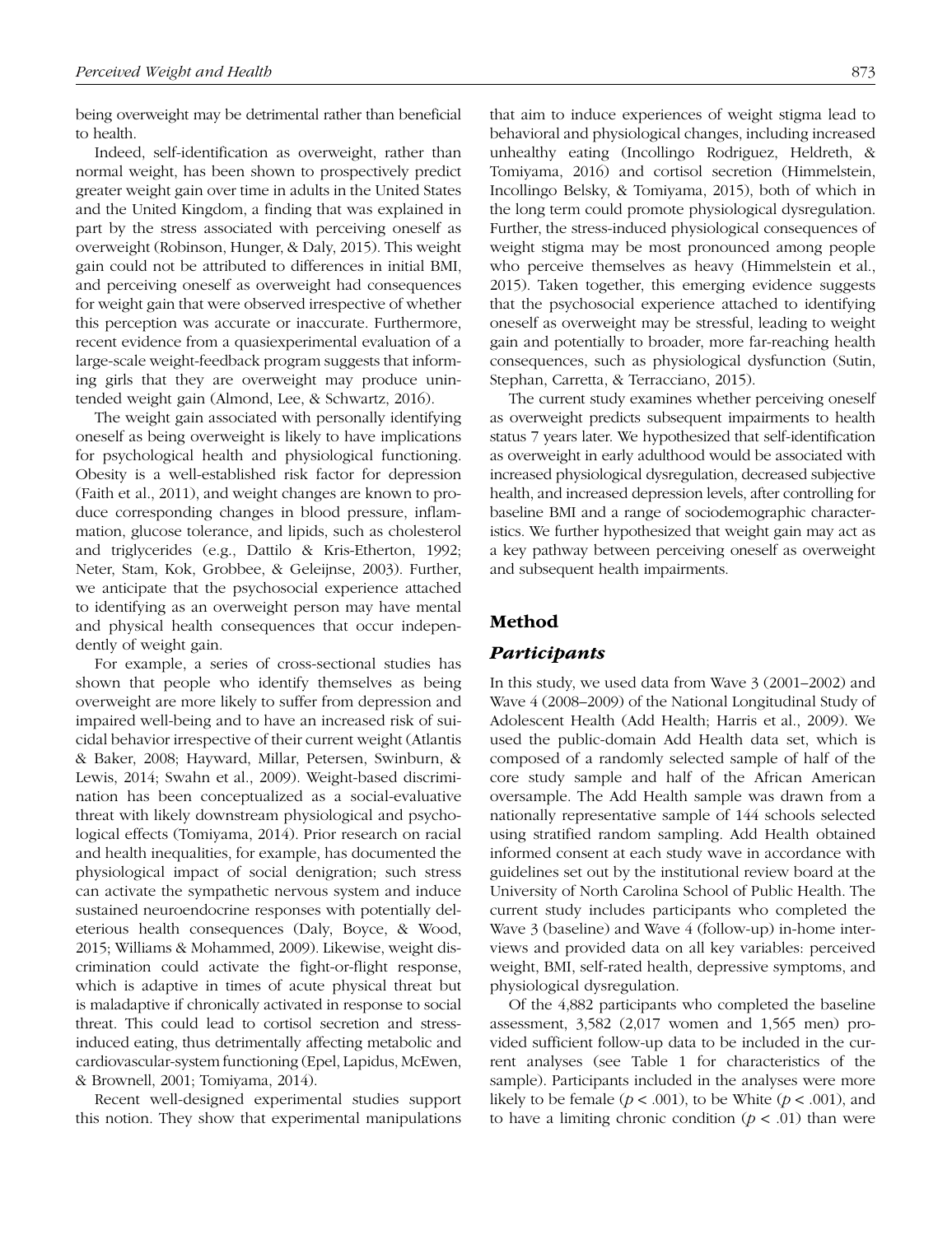being overweight may be detrimental rather than beneficial to health.

Indeed, self-identification as overweight, rather than normal weight, has been shown to prospectively predict greater weight gain over time in adults in the United States and the United Kingdom, a finding that was explained in part by the stress associated with perceiving oneself as overweight (Robinson, Hunger, & Daly, 2015). This weight gain could not be attributed to differences in initial BMI, and perceiving oneself as overweight had consequences for weight gain that were observed irrespective of whether this perception was accurate or inaccurate. Furthermore, recent evidence from a quasiexperimental evaluation of a large-scale weight-feedback program suggests that informing girls that they are overweight may produce unintended weight gain (Almond, Lee, & Schwartz, 2016).

The weight gain associated with personally identifying oneself as being overweight is likely to have implications for psychological health and physiological functioning. Obesity is a well-established risk factor for depression (Faith et al., 2011), and weight changes are known to produce corresponding changes in blood pressure, inflammation, glucose tolerance, and lipids, such as cholesterol and triglycerides (e.g., Dattilo & Kris-Etherton, 1992; Neter, Stam, Kok, Grobbee, & Geleijnse, 2003). Further, we anticipate that the psychosocial experience attached to identifying as an overweight person may have mental and physical health consequences that occur independently of weight gain.

For example, a series of cross-sectional studies has shown that people who identify themselves as being overweight are more likely to suffer from depression and impaired well-being and to have an increased risk of suicidal behavior irrespective of their current weight (Atlantis & Baker, 2008; Hayward, Millar, Petersen, Swinburn, & Lewis, 2014; Swahn et al., 2009). Weight-based discrimination has been conceptualized as a social-evaluative threat with likely downstream physiological and psychological effects (Tomiyama, 2014). Prior research on racial and health inequalities, for example, has documented the physiological impact of social denigration; such stress can activate the sympathetic nervous system and induce sustained neuroendocrine responses with potentially deleterious health consequences (Daly, Boyce, & Wood, 2015; Williams & Mohammed, 2009). Likewise, weight discrimination could activate the fight-or-flight response, which is adaptive in times of acute physical threat but is maladaptive if chronically activated in response to social threat. This could lead to cortisol secretion and stress-induced eating, thus detrimentally affecting metabolic and cardiovascular-system functioning (Epel, Lapidus, McEwen, & Brownell, 2001; Tomiyama, 2014).

Recent well-designed experimental studies support this notion. They show that experimental manipulations that aim to induce experiences of weight stigma lead to behavioral and physiological changes, including increased unhealthy eating (Incollingo Rodriguez, Heldreth, & Tomiyama, 2016) and cortisol secretion (Himmelstein, Incollingo Belsky, & Tomiyama, 2015), both of which in the long term could promote physiological dysregulation. Further, the stress-induced physiological consequences of weight stigma may be most pronounced among people who perceive themselves as heavy (Himmelstein et al., 2015). Taken together, this emerging evidence suggests that the psychosocial experience attached to identifying oneself as overweight may be stressful, leading to weight gain and potentially to broader, more far-reaching health consequences, such as physiological dysfunction (Sutin, Stephan, Carretta, & Terracciano, 2015).

The current study examines whether perceiving oneself as overweight predicts subsequent impairments to health status 7 years later. We hypothesized that self-identification as overweight in early adulthood would be associated with increased physiological dysregulation, decreased subjective health, and increased depression levels, after controlling for baseline BMI and a range of sociodemographic characteristics. We further hypothesized that weight gain may act as a key pathway between perceiving oneself as overweight and subsequent health impairments.

## Method

### Participants

In this study, we used data from Wave 3 (2001–2002) and Wave 4 (2008–2009) of the National Longitudinal Study of Adolescent Health (Add Health; Harris et al., 2009). We used the public-domain Add Health data set, which is composed of a randomly selected sample of half of the core study sample and half of the African American oversample. The Add Health sample was drawn from a nationally representative sample of 144 schools selected using stratified random sampling. Add Health obtained informed consent at each study wave in accordance with guidelines set out by the institutional review board at the University of North Carolina School of Public Health. The current study includes participants who completed the Wave 3 (baseline) and Wave 4 (follow-up) in-home interviews and provided data on all key variables: perceived weight, BMI, self-rated health, depressive symptoms, and physiological dysregulation.

Of the 4,882 participants who completed the baseline assessment, 3,582 (2,017 women and 1,565 men) provided sufficient follow-up data to be included in the current analyses (see Table 1 for characteristics of the sample). Participants included in the analyses were more likely to be female ($p < .001$), to be White ($p < .001$), and to have a limiting chronic condition ($p < .01$) than were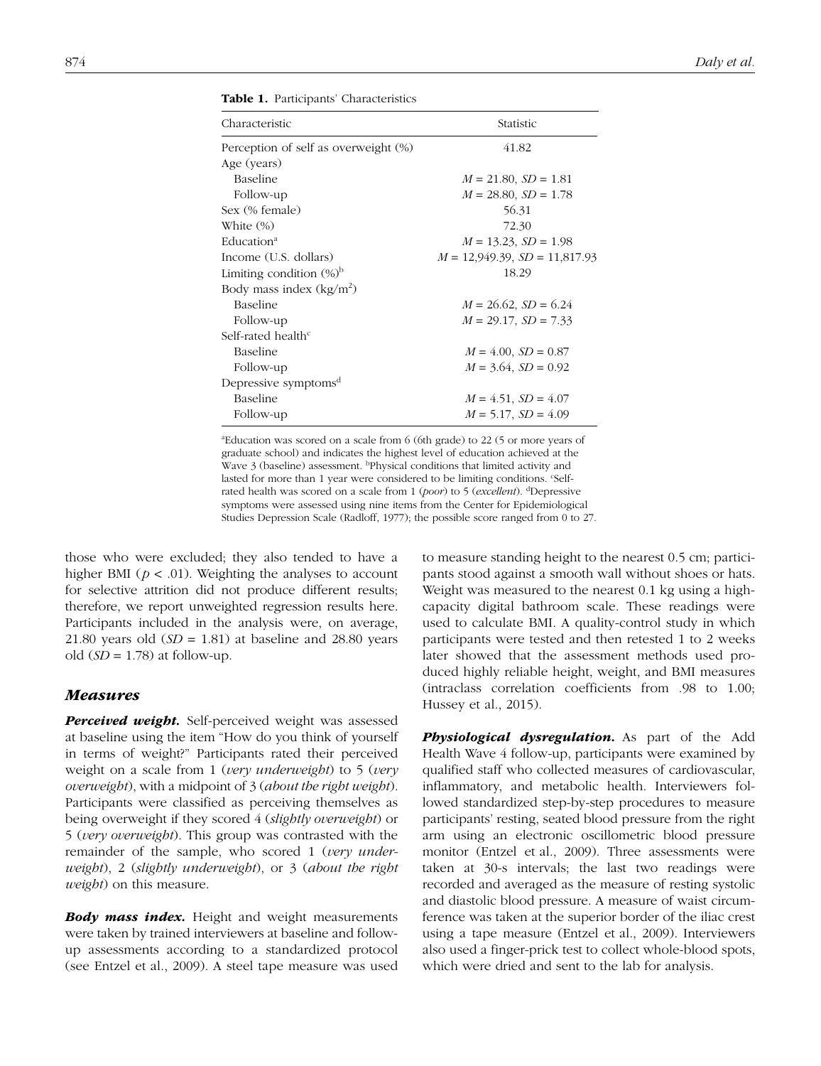**Table 1.** Participants' Characteristics

| Characteristic | Statistic |
| --- | --- |
| Perception of self as overweight (%) | 41.82 |
| Age (years) | |
| Baseline | *M* = 21.80, *SD* = 1.81 |
| Follow-up | *M* = 28.80, *SD* = 1.78 |
| Sex (% female) | 56.31 |
| White (%) | 72.30 |
| Education[a] | *M* = 13.23, *SD* = 1.98 |
| Income (U.S. dollars) | *M* = 12,949.39, *SD* = 11,817.93 |
| Limiting condition (%)[b] | 18.29 |
| Body mass index (kg/m$^2$) | |
| Baseline | *M* = 26.62, *SD* = 6.24 |
| Follow-up | *M* = 29.17, *SD* = 7.33 |
| Self-rated health[c] | |
| Baseline | *M* = 4.00, *SD* = 0.87 |
| Follow-up | *M* = 3.64, *SD* = 0.92 |
| Depressive symptoms[d] | |
| Baseline | *M* = 4.51, *SD* = 4.07 |
| Follow-up | *M* = 5.17, *SD* = 4.09 |

[a]Education was scored on a scale from 6 (6th grade) to 22 (5 or more years of graduate school) and indicates the highest level of education achieved at the Wave 3 (baseline) assessment. [b]Physical conditions that limited activity and lasted for more than 1 year were considered to be limiting conditions. [c]Self-rated health was scored on a scale from 1 (*poor*) to 5 (*excellent*). [d]Depressive symptoms were assessed using nine items from the Center for Epidemiological Studies Depression Scale (Radloff, 1977); the possible score ranged from 0 to 27.

those who were excluded; they also tended to have a higher BMI ($p < .01$). Weighting the analyses to account for selective attrition did not produce different results; therefore, we report unweighted regression results here. Participants included in the analysis were, on average, 21.80 years old (*SD* = 1.81) at baseline and 28.80 years old (*SD* = 1.78) at follow-up.

## Measures

***Perceived weight.*** Self-perceived weight was assessed at baseline using the item "How do you think of yourself in terms of weight?" Participants rated their perceived weight on a scale from 1 (*very underweight*) to 5 (*very overweight*), with a midpoint of 3 (*about the right weight*). Participants were classified as perceiving themselves as being overweight if they scored 4 (*slightly overweight*) or 5 (*very overweight*). This group was contrasted with the remainder of the sample, who scored 1 (*very underweight*), 2 (*slightly underweight*), or 3 (*about the right weight*) on this measure.

***Body mass index.*** Height and weight measurements were taken by trained interviewers at baseline and follow-up assessments according to a standardized protocol (see Entzel et al., 2009). A steel tape measure was used to measure standing height to the nearest 0.5 cm; participants stood against a smooth wall without shoes or hats. Weight was measured to the nearest 0.1 kg using a high-capacity digital bathroom scale. These readings were used to calculate BMI. A quality-control study in which participants were tested and then retested 1 to 2 weeks later showed that the assessment methods used produced highly reliable height, weight, and BMI measures (intraclass correlation coefficients from .98 to 1.00; Hussey et al., 2015).

***Physiological dysregulation.*** As part of the Add Health Wave 4 follow-up, participants were examined by qualified staff who collected measures of cardiovascular, inflammatory, and metabolic health. Interviewers followed standardized step-by-step procedures to measure participants' resting, seated blood pressure from the right arm using an electronic oscillometric blood pressure monitor (Entzel et al., 2009). Three assessments were taken at 30-s intervals; the last two readings were recorded and averaged as the measure of resting systolic and diastolic blood pressure. A measure of waist circumference was taken at the superior border of the iliac crest using a tape measure (Entzel et al., 2009). Interviewers also used a finger-prick test to collect whole-blood spots, which were dried and sent to the lab for analysis.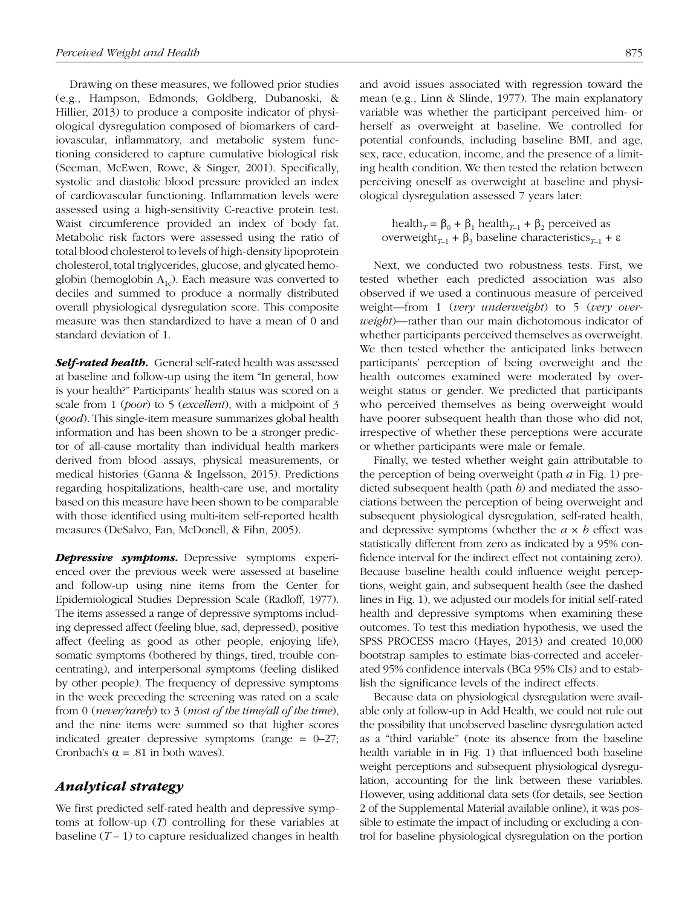Drawing on these measures, we followed prior studies (e.g., Hampson, Edmonds, Goldberg, Dubanoski, & Hillier, 2013) to produce a composite indicator of physiological dysregulation composed of biomarkers of cardiovascular, inflammatory, and metabolic system functioning considered to capture cumulative biological risk (Seeman, McEwen, Rowe, & Singer, 2001). Specifically, systolic and diastolic blood pressure provided an index of cardiovascular functioning. Inflammation levels were assessed using a high-sensitivity C-reactive protein test. Waist circumference provided an index of body fat. Metabolic risk factors were assessed using the ratio of total blood cholesterol to levels of high-density lipoprotein cholesterol, total triglycerides, glucose, and glycated hemoglobin (hemoglobin $A_{1c}$). Each measure was converted to deciles and summed to produce a normally distributed overall physiological dysregulation score. This composite measure was then standardized to have a mean of 0 and standard deviation of 1.

***Self-rated health.*** General self-rated health was assessed at baseline and follow-up using the item "In general, how is your health?" Participants' health status was scored on a scale from 1 (*poor*) to 5 (*excellent*), with a midpoint of 3 (*good*). This single-item measure summarizes global health information and has been shown to be a stronger predictor of all-cause mortality than individual health markers derived from blood assays, physical measurements, or medical histories (Ganna & Ingelsson, 2015). Predictions regarding hospitalizations, health-care use, and mortality based on this measure have been shown to be comparable with those identified using multi-item self-reported health measures (DeSalvo, Fan, McDonell, & Fihn, 2005).

***Depressive symptoms.*** Depressive symptoms experienced over the previous week were assessed at baseline and follow-up using nine items from the Center for Epidemiological Studies Depression Scale (Radloff, 1977). The items assessed a range of depressive symptoms including depressed affect (feeling blue, sad, depressed), positive affect (feeling as good as other people, enjoying life), somatic symptoms (bothered by things, tired, trouble concentrating), and interpersonal symptoms (feeling disliked by other people). The frequency of depressive symptoms in the week preceding the screening was rated on a scale from 0 (*never/rarely*) to 3 (*most of the time/all of the time*), and the nine items were summed so that higher scores indicated greater depressive symptoms (range = 0–27; Cronbach's $\alpha$ = .81 in both waves).

## Analytical strategy

We first predicted self-rated health and depressive symptoms at follow-up ($T$) controlling for these variables at baseline ($T - 1$) to capture residualized changes in health and avoid issues associated with regression toward the mean (e.g., Linn & Slinde, 1977). The main explanatory variable was whether the participant perceived him- or herself as overweight at baseline. We controlled for potential confounds, including baseline BMI, and age, sex, race, education, income, and the presence of a limiting health condition. We then tested the relation between perceiving oneself as overweight at baseline and physiological dysregulation assessed 7 years later:

$$\text{health}_T = \beta_0 + \beta_1 \text{ health}_{T-1} + \beta_2 \text{ perceived as overweight}_{T-1} + \beta_3 \text{ baseline characteristics}_{T-1} + \varepsilon$$

Next, we conducted two robustness tests. First, we tested whether each predicted association was also observed if we used a continuous measure of perceived weight—from 1 (*very underweight*) to 5 (*very overweight*)—rather than our main dichotomous indicator of whether participants perceived themselves as overweight. We then tested whether the anticipated links between participants' perception of being overweight and the health outcomes examined were moderated by overweight status or gender. We predicted that participants who perceived themselves as being overweight would have poorer subsequent health than those who did not, irrespective of whether these perceptions were accurate or whether participants were male or female.

Finally, we tested whether weight gain attributable to the perception of being overweight (path *a* in Fig. 1) predicted subsequent health (path *b*) and mediated the associations between the perception of being overweight and subsequent physiological dysregulation, self-rated health, and depressive symptoms (whether the $a \times b$ effect was statistically different from zero as indicated by a 95% confidence interval for the indirect effect not containing zero). Because baseline health could influence weight perceptions, weight gain, and subsequent health (see the dashed lines in Fig. 1), we adjusted our models for initial self-rated health and depressive symptoms when examining these outcomes. To test this mediation hypothesis, we used the SPSS PROCESS macro (Hayes, 2013) and created 10,000 bootstrap samples to estimate bias-corrected and accelerated 95% confidence intervals (BCa 95% CIs) and to establish the significance levels of the indirect effects.

Because data on physiological dysregulation were available only at follow-up in Add Health, we could not rule out the possibility that unobserved baseline dysregulation acted as a "third variable" (note its absence from the baseline health variable in in Fig. 1) that influenced both baseline weight perceptions and subsequent physiological dysregulation, accounting for the link between these variables. However, using additional data sets (for details, see Section 2 of the Supplemental Material available online), it was possible to estimate the impact of including or excluding a control for baseline physiological dysregulation on the portion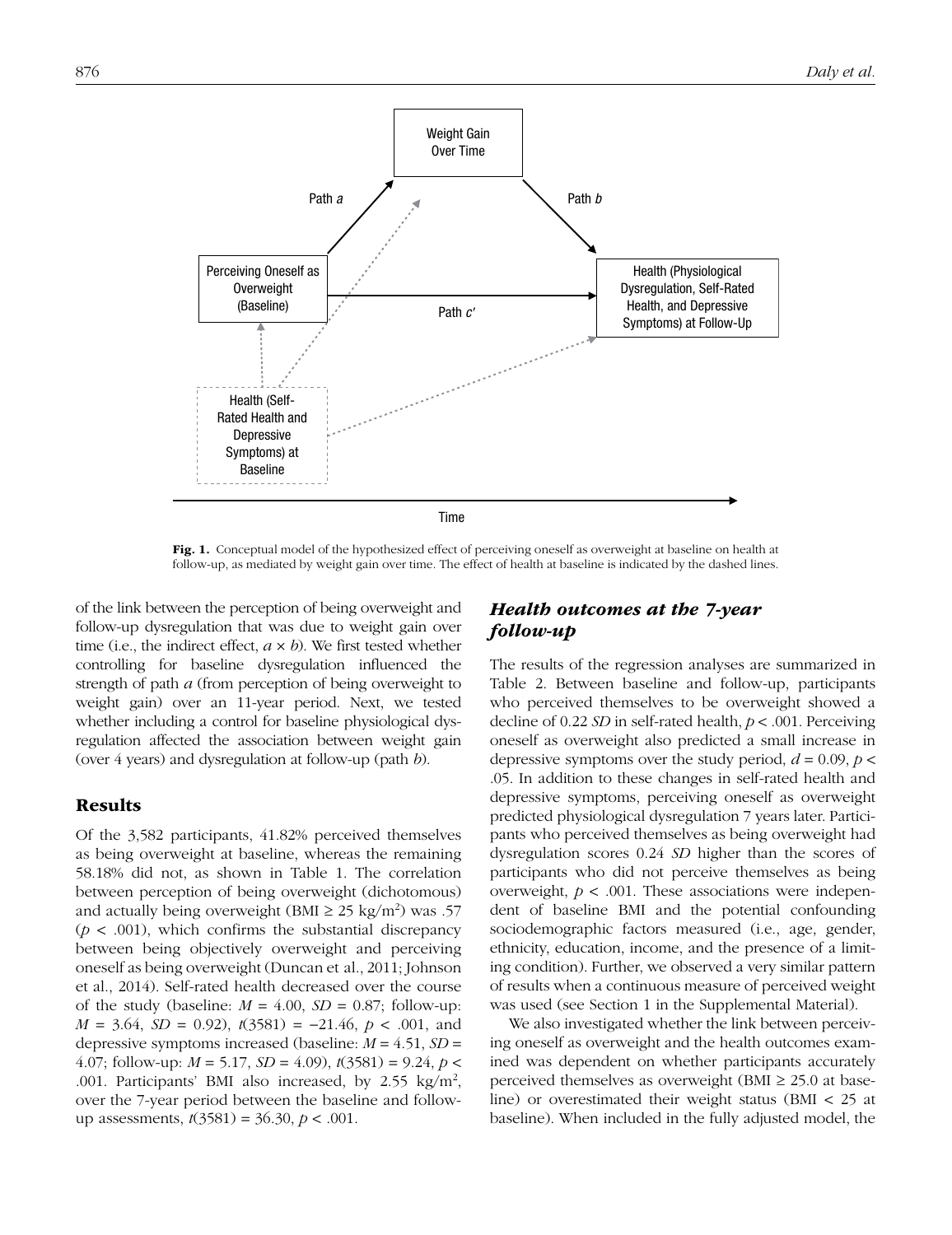Fig. 1. Conceptual model of the hypothesized effect of perceiving oneself as overweight at baseline on health at follow-up, as mediated by weight gain over time. The effect of health at baseline is indicated by the dashed lines.

of the link between the perception of being overweight and follow-up dysregulation that was due to weight gain over time (i.e., the indirect effect, $a \times b$). We first tested whether controlling for baseline dysregulation influenced the strength of path *a* (from perception of being overweight to weight gain) over an 11-year period. Next, we tested whether including a control for baseline physiological dysregulation affected the association between weight gain (over 4 years) and dysregulation at follow-up (path *b*).

## Results

Of the 3,582 participants, 41.82% perceived themselves as being overweight at baseline, whereas the remaining 58.18% did not, as shown in Table 1. The correlation between perception of being overweight (dichotomous) and actually being overweight (BMI ≥ 25 kg/m$^2$) was .57 ($p$ < .001), which confirms the substantial discrepancy between being objectively overweight and perceiving oneself as being overweight (Duncan et al., 2011; Johnson et al., 2014). Self-rated health decreased over the course of the study (baseline: $M$ = 4.00, $SD$ = 0.87; follow-up: $M$ = 3.64, $SD$ = 0.92), $t$(3581) = −21.46, $p$ < .001, and depressive symptoms increased (baseline: $M$ = 4.51, $SD$ = 4.07; follow-up: $M$ = 5.17, $SD$ = 4.09), $t$(3581) = 9.24, $p$ < .001. Participants' BMI also increased, by 2.55 kg/m$^2$, over the 7-year period between the baseline and follow-up assessments, $t$(3581) = 36.30, $p$ < .001.

### Health outcomes at the 7-year follow-up

The results of the regression analyses are summarized in Table 2. Between baseline and follow-up, participants who perceived themselves to be overweight showed a decline of 0.22 *SD* in self-rated health, $p$ < .001. Perceiving oneself as overweight also predicted a small increase in depressive symptoms over the study period, $d$ = 0.09, $p$ < .05. In addition to these changes in self-rated health and depressive symptoms, perceiving oneself as overweight predicted physiological dysregulation 7 years later. Participants who perceived themselves as being overweight had dysregulation scores 0.24 *SD* higher than the scores of participants who did not perceive themselves as being overweight, $p$ < .001. These associations were independent of baseline BMI and the potential confounding sociodemographic factors measured (i.e., age, gender, ethnicity, education, income, and the presence of a limiting condition). Further, we observed a very similar pattern of results when a continuous measure of perceived weight was used (see Section 1 in the Supplemental Material).

We also investigated whether the link between perceiving oneself as overweight and the health outcomes examined was dependent on whether participants accurately perceived themselves as overweight (BMI ≥ 25.0 at baseline) or overestimated their weight status (BMI < 25 at baseline). When included in the fully adjusted model, the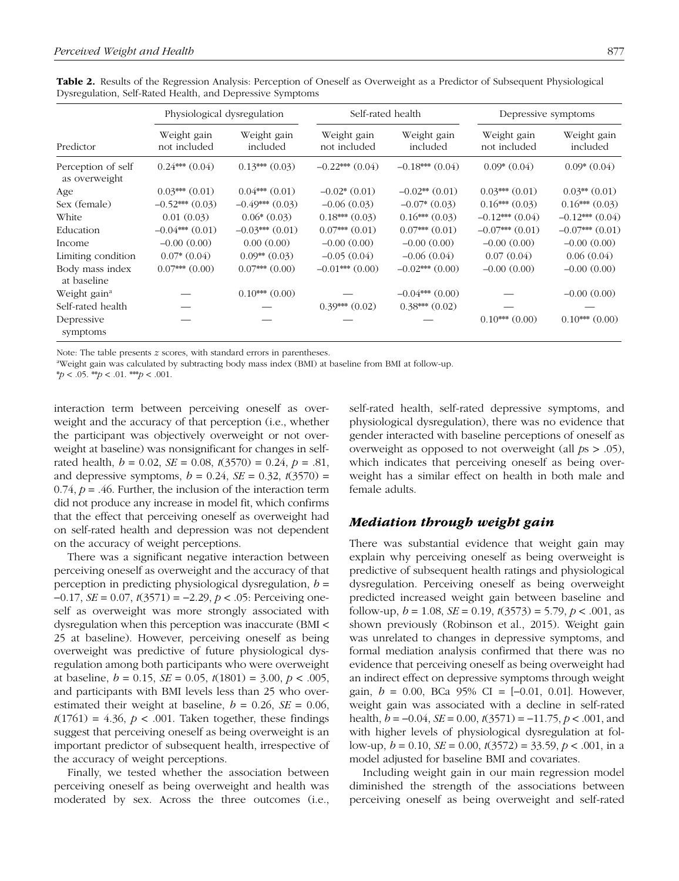**Table 2.** Results of the Regression Analysis: Perception of Oneself as Overweight as a Predictor of Subsequent Physiological Dysregulation, Self-Rated Health, and Depressive Symptoms

| Predictor | Physiological dysregulation | | Self-rated health | | Depressive symptoms | |
|---|---|---|---|---|---|---|
| | Weight gain not included | Weight gain included | Weight gain not included | Weight gain included | Weight gain not included | Weight gain included |
| Perception of self as overweight | 0.24*** (0.04) | 0.13*** (0.03) | −0.22*** (0.04) | −0.18*** (0.04) | 0.09* (0.04) | 0.09* (0.04) |
| Age | 0.03*** (0.01) | 0.04*** (0.01) | −0.02* (0.01) | −0.02** (0.01) | 0.03*** (0.01) | 0.03** (0.01) |
| Sex (female) | −0.52*** (0.03) | −0.49*** (0.03) | −0.06 (0.03) | −0.07* (0.03) | 0.16*** (0.03) | 0.16*** (0.03) |
| White | 0.01 (0.03) | 0.06* (0.03) | 0.18*** (0.03) | 0.16*** (0.03) | −0.12*** (0.04) | −0.12*** (0.04) |
| Education | −0.04*** (0.01) | −0.03*** (0.01) | 0.07*** (0.01) | 0.07*** (0.01) | −0.07*** (0.01) | −0.07*** (0.01) |
| Income | −0.00 (0.00) | 0.00 (0.00) | −0.00 (0.00) | −0.00 (0.00) | −0.00 (0.00) | −0.00 (0.00) |
| Limiting condition | 0.07* (0.04) | 0.09** (0.03) | −0.05 (0.04) | −0.06 (0.04) | 0.07 (0.04) | 0.06 (0.04) |
| Body mass index at baseline | 0.07*** (0.00) | 0.07*** (0.00) | −0.01*** (0.00) | −0.02*** (0.00) | −0.00 (0.00) | −0.00 (0.00) |
| Weight gain[a] | — | 0.10*** (0.00) | — | −0.04*** (0.00) | — | −0.00 (0.00) |
| Self-rated health | — | — | 0.39*** (0.02) | 0.38*** (0.02) | — | — |
| Depressive symptoms | — | — | — | — | 0.10*** (0.00) | 0.10*** (0.00) |

Note: The table presents z scores, with standard errors in parentheses.
[a]Weight gain was calculated by subtracting body mass index (BMI) at baseline from BMI at follow-up.
*$p < .05$. **$p < .01$. ***$p < .001$.

interaction term between perceiving oneself as overweight and the accuracy of that perception (i.e., whether the participant was objectively overweight or not overweight at baseline) was nonsignificant for changes in self-rated health, $b = 0.02$, $SE = 0.08$, $t(3570) = 0.24$, $p = .81$, and depressive symptoms, $b = 0.24$, $SE = 0.32$, $t(3570) = 0.74$, $p = .46$. Further, the inclusion of the interaction term did not produce any increase in model fit, which confirms that the effect that perceiving oneself as overweight had on self-rated health and depression was not dependent on the accuracy of weight perceptions.

There was a significant negative interaction between perceiving oneself as overweight and the accuracy of that perception in predicting physiological dysregulation, $b = -0.17$, $SE = 0.07$, $t(3571) = -2.29$, $p < .05$: Perceiving oneself as overweight was more strongly associated with dysregulation when this perception was inaccurate (BMI < 25 at baseline). However, perceiving oneself as being overweight was predictive of future physiological dysregulation among both participants who were overweight at baseline, $b = 0.15$, $SE = 0.05$, $t(1801) = 3.00$, $p < .005$, and participants with BMI levels less than 25 who overestimated their weight at baseline, $b = 0.26$, $SE = 0.06$, $t(1761) = 4.36$, $p < .001$. Taken together, these findings suggest that perceiving oneself as being overweight is an important predictor of subsequent health, irrespective of the accuracy of weight perceptions.

Finally, we tested whether the association between perceiving oneself as being overweight and health was moderated by sex. Across the three outcomes (i.e., self-rated health, self-rated depressive symptoms, and physiological dysregulation), there was no evidence that gender interacted with baseline perceptions of oneself as overweight as opposed to not overweight (all $p$s > .05), which indicates that perceiving oneself as being overweight has a similar effect on health in both male and female adults.

### *Mediation through weight gain*

There was substantial evidence that weight gain may explain why perceiving oneself as being overweight is predictive of subsequent health ratings and physiological dysregulation. Perceiving oneself as being overweight predicted increased weight gain between baseline and follow-up, $b = 1.08$, $SE = 0.19$, $t(3573) = 5.79$, $p < .001$, as shown previously (Robinson et al., 2015). Weight gain was unrelated to changes in depressive symptoms, and formal mediation analysis confirmed that there was no evidence that perceiving oneself as being overweight had an indirect effect on depressive symptoms through weight gain, $b = 0.00$, BCa 95% CI = [−0.01, 0.01]. However, weight gain was associated with a decline in self-rated health, $b = -0.04$, $SE = 0.00$, $t(3571) = -11.75$, $p < .001$, and with higher levels of physiological dysregulation at follow-up, $b = 0.10$, $SE = 0.00$, $t(3572) = 33.59$, $p < .001$, in a model adjusted for baseline BMI and covariates.

Including weight gain in our main regression model diminished the strength of the associations between perceiving oneself as being overweight and self-rated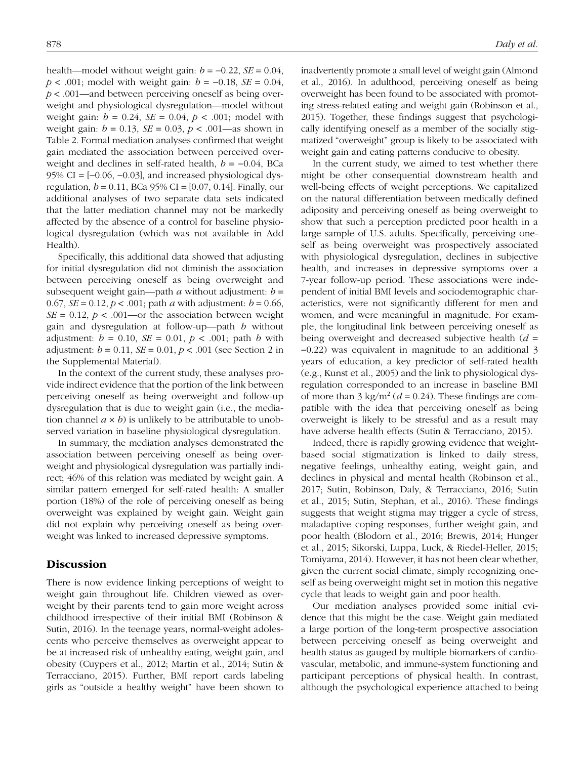health—model without weight gain: $b = -0.22$, $SE = 0.04$, $p < .001$; model with weight gain: $b = -0.18$, $SE = 0.04$, $p < .001$—and between perceiving oneself as being overweight and physiological dysregulation—model without weight gain: $b = 0.24$, $SE = 0.04$, $p < .001$; model with weight gain: $b = 0.13$, $SE = 0.03$, $p < .001$—as shown in Table 2. Formal mediation analyses confirmed that weight gain mediated the association between perceived overweight and declines in self-rated health, $b = -0.04$, BCa 95% CI = [−0.06, −0.03], and increased physiological dysregulation, $b = 0.11$, BCa 95% CI = [0.07, 0.14]. Finally, our additional analyses of two separate data sets indicated that the latter mediation channel may not be markedly affected by the absence of a control for baseline physiological dysregulation (which was not available in Add Health).

Specifically, this additional data showed that adjusting for initial dysregulation did not diminish the association between perceiving oneself as being overweight and subsequent weight gain—path *a* without adjustment: $b = 0.67$, $SE = 0.12$, $p < .001$; path *a* with adjustment: $b = 0.66$, $SE = 0.12$, $p < .001$—or the association between weight gain and dysregulation at follow-up—path *b* without adjustment: $b = 0.10$, $SE = 0.01$, $p < .001$; path *b* with adjustment: $b = 0.11$, $SE = 0.01$, $p < .001$ (see Section 2 in the Supplemental Material).

In the context of the current study, these analyses provide indirect evidence that the portion of the link between perceiving oneself as being overweight and follow-up dysregulation that is due to weight gain (i.e., the mediation channel $a \times b$) is unlikely to be attributable to unobserved variation in baseline physiological dysregulation.

In summary, the mediation analyses demonstrated the association between perceiving oneself as being overweight and physiological dysregulation was partially indirect; 46% of this relation was mediated by weight gain. A similar pattern emerged for self-rated health: A smaller portion (18%) of the role of perceiving oneself as being overweight was explained by weight gain. Weight gain did not explain why perceiving oneself as being overweight was linked to increased depressive symptoms.

## Discussion

There is now evidence linking perceptions of weight to weight gain throughout life. Children viewed as overweight by their parents tend to gain more weight across childhood irrespective of their initial BMI (Robinson & Sutin, 2016). In the teenage years, normal-weight adolescents who perceive themselves as overweight appear to be at increased risk of unhealthy eating, weight gain, and obesity (Cuypers et al., 2012; Martin et al., 2014; Sutin & Terracciano, 2015). Further, BMI report cards labeling girls as "outside a healthy weight" have been shown to inadvertently promote a small level of weight gain (Almond et al., 2016). In adulthood, perceiving oneself as being overweight has been found to be associated with promoting stress-related eating and weight gain (Robinson et al., 2015). Together, these findings suggest that psychologically identifying oneself as a member of the socially stigmatized "overweight" group is likely to be associated with weight gain and eating patterns conducive to obesity.

In the current study, we aimed to test whether there might be other consequential downstream health and well-being effects of weight perceptions. We capitalized on the natural differentiation between medically defined adiposity and perceiving oneself as being overweight to show that such a perception predicted poor health in a large sample of U.S. adults. Specifically, perceiving oneself as being overweight was prospectively associated with physiological dysregulation, declines in subjective health, and increases in depressive symptoms over a 7-year follow-up period. These associations were independent of initial BMI levels and sociodemographic characteristics, were not significantly different for men and women, and were meaningful in magnitude. For example, the longitudinal link between perceiving oneself as being overweight and decreased subjective health ($d = -0.22$) was equivalent in magnitude to an additional 3 years of education, a key predictor of self-rated health (e.g., Kunst et al., 2005) and the link to physiological dysregulation corresponded to an increase in baseline BMI of more than 3 kg/m$^2$ ($d = 0.24$). These findings are compatible with the idea that perceiving oneself as being overweight is likely to be stressful and as a result may have adverse health effects (Sutin & Terracciano, 2015).

Indeed, there is rapidly growing evidence that weight-based social stigmatization is linked to daily stress, negative feelings, unhealthy eating, weight gain, and declines in physical and mental health (Robinson et al., 2017; Sutin, Robinson, Daly, & Terracciano, 2016; Sutin et al., 2015; Sutin, Stephan, et al., 2016). These findings suggests that weight stigma may trigger a cycle of stress, maladaptive coping responses, further weight gain, and poor health (Blodorn et al., 2016; Brewis, 2014; Hunger et al., 2015; Sikorski, Luppa, Luck, & Riedel-Heller, 2015; Tomiyama, 2014). However, it has not been clear whether, given the current social climate, simply recognizing oneself as being overweight might set in motion this negative cycle that leads to weight gain and poor health.

Our mediation analyses provided some initial evidence that this might be the case. Weight gain mediated a large portion of the long-term prospective association between perceiving oneself as being overweight and health status as gauged by multiple biomarkers of cardiovascular, metabolic, and immune-system functioning and participant perceptions of physical health. In contrast, although the psychological experience attached to being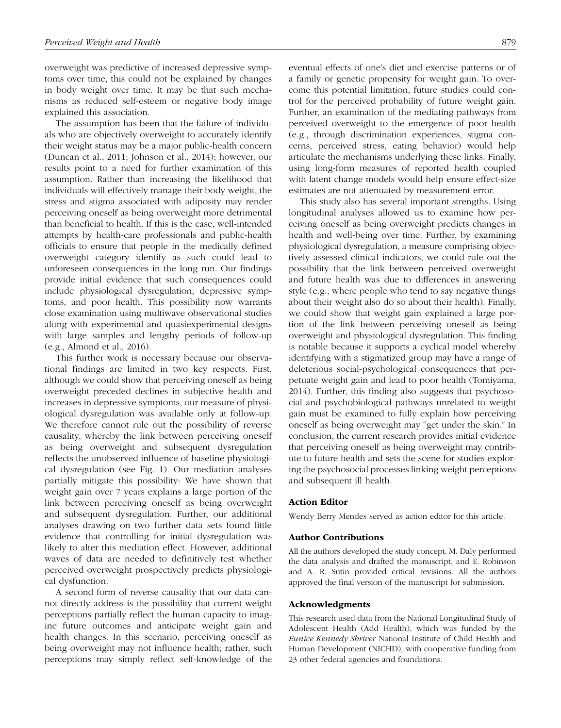overweight was predictive of increased depressive symptoms over time, this could not be explained by changes in body weight over time. It may be that such mechanisms as reduced self-esteem or negative body image explained this association.

The assumption has been that the failure of individuals who are objectively overweight to accurately identify their weight status may be a major public-health concern (Duncan et al., 2011; Johnson et al., 2014); however, our results point to a need for further examination of this assumption. Rather than increasing the likelihood that individuals will effectively manage their body weight, the stress and stigma associated with adiposity may render perceiving oneself as being overweight more detrimental than beneficial to health. If this is the case, well-intended attempts by health-care professionals and public-health officials to ensure that people in the medically defined overweight category identify as such could lead to unforeseen consequences in the long run. Our findings provide initial evidence that such consequences could include physiological dysregulation, depressive symptoms, and poor health. This possibility now warrants close examination using multiwave observational studies along with experimental and quasiexperimental designs with large samples and lengthy periods of follow-up (e.g., Almond et al., 2016).

This further work is necessary because our observational findings are limited in two key respects. First, although we could show that perceiving oneself as being overweight preceded declines in subjective health and increases in depressive symptoms, our measure of physiological dysregulation was available only at follow-up. We therefore cannot rule out the possibility of reverse causality, whereby the link between perceiving oneself as being overweight and subsequent dysregulation reflects the unobserved influence of baseline physiological dysregulation (see Fig. 1). Our mediation analyses partially mitigate this possibility: We have shown that weight gain over 7 years explains a large portion of the link between perceiving oneself as being overweight and subsequent dysregulation. Further, our additional analyses drawing on two further data sets found little evidence that controlling for initial dysregulation was likely to alter this mediation effect. However, additional waves of data are needed to definitively test whether perceived overweight prospectively predicts physiological dysfunction.

A second form of reverse causality that our data cannot directly address is the possibility that current weight perceptions partially reflect the human capacity to imagine future outcomes and anticipate weight gain and health changes. In this scenario, perceiving oneself as being overweight may not influence health; rather, such perceptions may simply reflect self-knowledge of the eventual effects of one's diet and exercise patterns or of a family or genetic propensity for weight gain. To overcome this potential limitation, future studies could control for the perceived probability of future weight gain. Further, an examination of the mediating pathways from perceived overweight to the emergence of poor health (e.g., through discrimination experiences, stigma concerns, perceived stress, eating behavior) would help articulate the mechanisms underlying these links. Finally, using long-form measures of reported health coupled with latent change models would help ensure effect-size estimates are not attenuated by measurement error.

This study also has several important strengths. Using longitudinal analyses allowed us to examine how perceiving oneself as being overweight predicts changes in health and well-being over time. Further, by examining physiological dysregulation, a measure comprising objectively assessed clinical indicators, we could rule out the possibility that the link between perceived overweight and future health was due to differences in answering style (e.g., where people who tend to say negative things about their weight also do so about their health). Finally, we could show that weight gain explained a large portion of the link between perceiving oneself as being overweight and physiological dysregulation. This finding is notable because it supports a cyclical model whereby identifying with a stigmatized group may have a range of deleterious social-psychological consequences that perpetuate weight gain and lead to poor health (Tomiyama, 2014). Further, this finding also suggests that psychosocial and psychobiological pathways unrelated to weight gain must be examined to fully explain how perceiving oneself as being overweight may "get under the skin." In conclusion, the current research provides initial evidence that perceiving oneself as being overweight may contribute to future health and sets the scene for studies exploring the psychosocial processes linking weight perceptions and subsequent ill health.

### Action Editor

Wendy Berry Mendes served as action editor for this article.

### Author Contributions

All the authors developed the study concept. M. Daly performed the data analysis and drafted the manuscript, and E. Robinson and A. R. Sutin provided critical revisions. All the authors approved the final version of the manuscript for submission.

### Acknowledgments

This research used data from the National Longitudinal Study of Adolescent Health (Add Health), which was funded by the *Eunice Kennedy Shriver* National Institute of Child Health and Human Development (NICHD), with cooperative funding from 23 other federal agencies and foundations.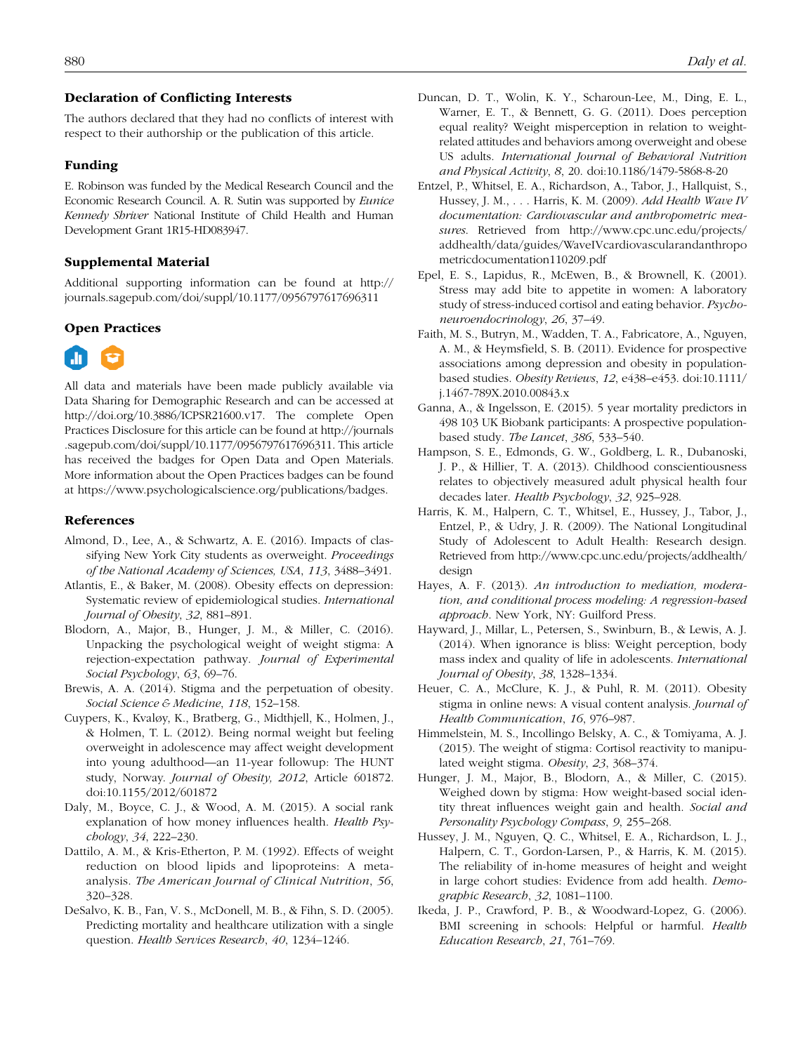## Declaration of Conflicting Interests

The authors declared that they had no conflicts of interest with respect to their authorship or the publication of this article.

## Funding

E. Robinson was funded by the Medical Research Council and the Economic Research Council. A. R. Sutin was supported by *Eunice Kennedy Shriver* National Institute of Child Health and Human Development Grant 1R15-HD083947.

## Supplemental Material

Additional supporting information can be found at http://journals.sagepub.com/doi/suppl/10.1177/0956797617696311

## Open Practices

All data and materials have been made publicly available via Data Sharing for Demographic Research and can be accessed at http://doi.org/10.3886/ICPSR21600.v17. The complete Open Practices Disclosure for this article can be found at http://journals.sagepub.com/doi/suppl/10.1177/0956797617696311. This article has received the badges for Open Data and Open Materials. More information about the Open Practices badges can be found at https://www.psychologicalscience.org/publications/badges.

## References

Almond, D., Lee, A., & Schwartz, A. E. (2016). Impacts of classifying New York City students as overweight. *Proceedings of the National Academy of Sciences, USA*, *113*, 3488–3491.

Atlantis, E., & Baker, M. (2008). Obesity effects on depression: Systematic review of epidemiological studies. *International Journal of Obesity*, *32*, 881–891.

Blodorn, A., Major, B., Hunger, J. M., & Miller, C. (2016). Unpacking the psychological weight of weight stigma: A rejection-expectation pathway. *Journal of Experimental Social Psychology*, *63*, 69–76.

Brewis, A. A. (2014). Stigma and the perpetuation of obesity. *Social Science & Medicine*, *118*, 152–158.

Cuypers, K., Kvaløy, K., Bratberg, G., Midthjell, K., Holmen, J., & Holmen, T. L. (2012). Being normal weight but feeling overweight in adolescence may affect weight development into young adulthood—an 11-year followup: The HUNT study, Norway. *Journal of Obesity, 2012*, Article 601872. doi:10.1155/2012/601872

Daly, M., Boyce, C. J., & Wood, A. M. (2015). A social rank explanation of how money influences health. *Health Psychology*, *34*, 222–230.

Dattilo, A. M., & Kris-Etherton, P. M. (1992). Effects of weight reduction on blood lipids and lipoproteins: A meta-analysis. *The American Journal of Clinical Nutrition*, *56*, 320–328.

DeSalvo, K. B., Fan, V. S., McDonell, M. B., & Fihn, S. D. (2005). Predicting mortality and healthcare utilization with a single question. *Health Services Research*, *40*, 1234–1246.

Duncan, D. T., Wolin, K. Y., Scharoun-Lee, M., Ding, E. L., Warner, E. T., & Bennett, G. G. (2011). Does perception equal reality? Weight misperception in relation to weight-related attitudes and behaviors among overweight and obese US adults. *International Journal of Behavioral Nutrition and Physical Activity*, *8*, 20. doi:10.1186/1479-5868-8-20

Entzel, P., Whitsel, E. A., Richardson, A., Tabor, J., Hallquist, S., Hussey, J. M., . . . Harris, K. M. (2009). *Add Health Wave IV documentation: Cardiovascular and anthropometric measures.* Retrieved from http://www.cpc.unc.edu/projects/addhealth/data/guides/WaveIVcardiovascularandanthropometricdocumentation110209.pdf

Epel, E. S., Lapidus, R., McEwen, B., & Brownell, K. (2001). Stress may add bite to appetite in women: A laboratory study of stress-induced cortisol and eating behavior. *Psychoneuroendocrinology*, *26*, 37–49.

Faith, M. S., Butryn, M., Wadden, T. A., Fabricatore, A., Nguyen, A. M., & Heymsfield, S. B. (2011). Evidence for prospective associations among depression and obesity in population-based studies. *Obesity Reviews*, *12*, e438–e453. doi:10.1111/j.1467-789X.2010.00843.x

Ganna, A., & Ingelsson, E. (2015). 5 year mortality predictors in 498 103 UK Biobank participants: A prospective population-based study. *The Lancet*, *386*, 533–540.

Hampson, S. E., Edmonds, G. W., Goldberg, L. R., Dubanoski, J. P., & Hillier, T. A. (2013). Childhood conscientiousness relates to objectively measured adult physical health four decades later. *Health Psychology*, *32*, 925–928.

Harris, K. M., Halpern, C. T., Whitsel, E., Hussey, J., Tabor, J., Entzel, P., & Udry, J. R. (2009). The National Longitudinal Study of Adolescent to Adult Health: Research design. Retrieved from http://www.cpc.unc.edu/projects/addhealth/design

Hayes, A. F. (2013). *An introduction to mediation, moderation, and conditional process modeling: A regression-based approach*. New York, NY: Guilford Press.

Hayward, J., Millar, L., Petersen, S., Swinburn, B., & Lewis, A. J. (2014). When ignorance is bliss: Weight perception, body mass index and quality of life in adolescents. *International Journal of Obesity*, *38*, 1328–1334.

Heuer, C. A., McClure, K. J., & Puhl, R. M. (2011). Obesity stigma in online news: A visual content analysis. *Journal of Health Communication*, *16*, 976–987.

Himmelstein, M. S., Incollingo Belsky, A. C., & Tomiyama, A. J. (2015). The weight of stigma: Cortisol reactivity to manipulated weight stigma. *Obesity*, *23*, 368–374.

Hunger, J. M., Major, B., Blodorn, A., & Miller, C. (2015). Weighed down by stigma: How weight-based social identity threat influences weight gain and health. *Social and Personality Psychology Compass*, *9*, 255–268.

Hussey, J. M., Nguyen, Q. C., Whitsel, E. A., Richardson, L. J., Halpern, C. T., Gordon-Larsen, P., & Harris, K. M. (2015). The reliability of in-home measures of height and weight in large cohort studies: Evidence from add health. *Demographic Research*, *32*, 1081–1100.

Ikeda, J. P., Crawford, P. B., & Woodward-Lopez, G. (2006). BMI screening in schools: Helpful or harmful. *Health Education Research*, *21*, 761–769.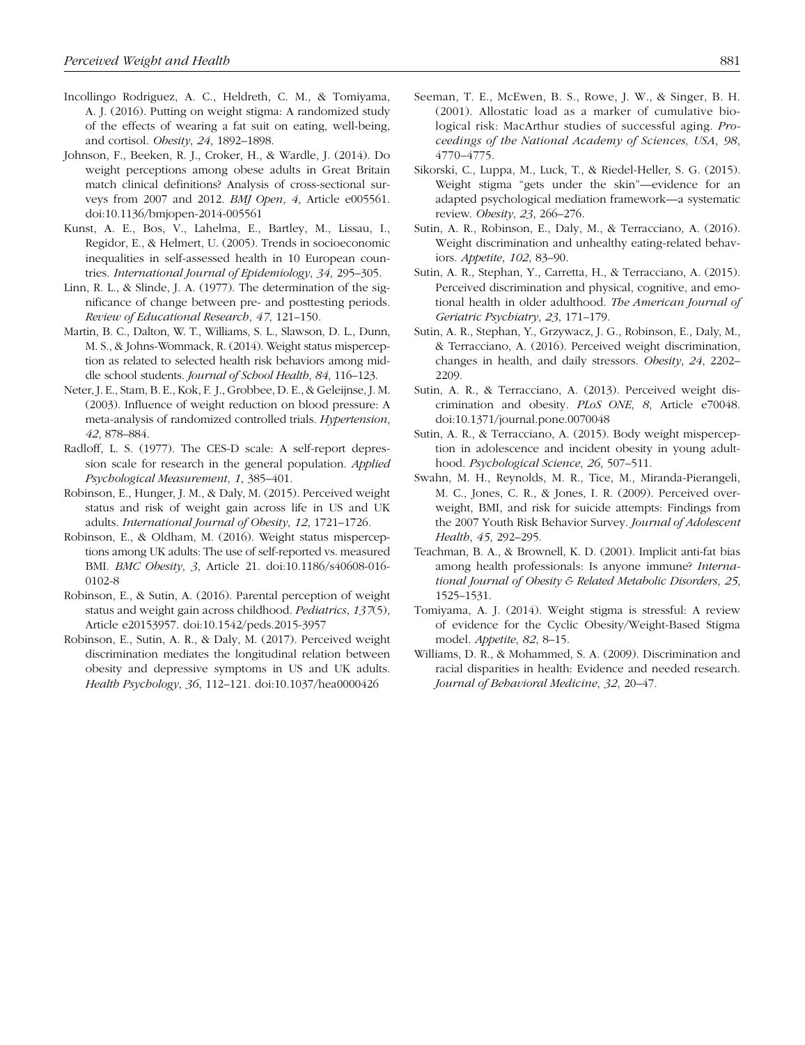Incollingo Rodriguez, A. C., Heldreth, C. M., & Tomiyama, A. J. (2016). Putting on weight stigma: A randomized study of the effects of wearing a fat suit on eating, well-being, and cortisol. *Obesity*, *24*, 1892–1898.

Johnson, F., Beeken, R. J., Croker, H., & Wardle, J. (2014). Do weight perceptions among obese adults in Great Britain match clinical definitions? Analysis of cross-sectional surveys from 2007 and 2012. *BMJ Open*, *4*, Article e005561. doi:10.1136/bmjopen-2014-005561

Kunst, A. E., Bos, V., Lahelma, E., Bartley, M., Lissau, I., Regidor, E., & Helmert, U. (2005). Trends in socioeconomic inequalities in self-assessed health in 10 European countries. *International Journal of Epidemiology*, *34*, 295–305.

Linn, R. L., & Slinde, J. A. (1977). The determination of the significance of change between pre- and posttesting periods. *Review of Educational Research*, *47*, 121–150.

Martin, B. C., Dalton, W. T., Williams, S. L., Slawson, D. L., Dunn, M. S., & Johns-Wommack, R. (2014). Weight status misperception as related to selected health risk behaviors among middle school students. *Journal of School Health*, *84*, 116–123.

Neter, J. E., Stam, B. E., Kok, F. J., Grobbee, D. E., & Geleijnse, J. M. (2003). Influence of weight reduction on blood pressure: A meta-analysis of randomized controlled trials. *Hypertension*, *42*, 878–884.

Radloff, L. S. (1977). The CES-D scale: A self-report depression scale for research in the general population. *Applied Psychological Measurement*, *1*, 385–401.

Robinson, E., Hunger, J. M., & Daly, M. (2015). Perceived weight status and risk of weight gain across life in US and UK adults. *International Journal of Obesity*, *12*, 1721–1726.

Robinson, E., & Oldham, M. (2016). Weight status misperceptions among UK adults: The use of self-reported vs. measured BMI. *BMC Obesity*, *3*, Article 21. doi:10.1186/s40608-016-0102-8

Robinson, E., & Sutin, A. (2016). Parental perception of weight status and weight gain across childhood. *Pediatrics*, *137*(5), Article e20153957. doi:10.1542/peds.2015-3957

Robinson, E., Sutin, A. R., & Daly, M. (2017). Perceived weight discrimination mediates the longitudinal relation between obesity and depressive symptoms in US and UK adults. *Health Psychology*, *36*, 112–121. doi:10.1037/hea0000426

Seeman, T. E., McEwen, B. S., Rowe, J. W., & Singer, B. H. (2001). Allostatic load as a marker of cumulative biological risk: MacArthur studies of successful aging. *Proceedings of the National Academy of Sciences, USA*, *98*, 4770–4775.

Sikorski, C., Luppa, M., Luck, T., & Riedel-Heller, S. G. (2015). Weight stigma "gets under the skin"—evidence for an adapted psychological mediation framework—a systematic review. *Obesity*, *23*, 266–276.

Sutin, A. R., Robinson, E., Daly, M., & Terracciano, A. (2016). Weight discrimination and unhealthy eating-related behaviors. *Appetite*, *102*, 83–90.

Sutin, A. R., Stephan, Y., Carretta, H., & Terracciano, A. (2015). Perceived discrimination and physical, cognitive, and emotional health in older adulthood. *The American Journal of Geriatric Psychiatry*, *23*, 171–179.

Sutin, A. R., Stephan, Y., Grzywacz, J. G., Robinson, E., Daly, M., & Terracciano, A. (2016). Perceived weight discrimination, changes in health, and daily stressors. *Obesity*, *24*, 2202–2209.

Sutin, A. R., & Terracciano, A. (2013). Perceived weight discrimination and obesity. *PLoS ONE*, *8*, Article e70048. doi:10.1371/journal.pone.0070048

Sutin, A. R., & Terracciano, A. (2015). Body weight misperception in adolescence and incident obesity in young adulthood. *Psychological Science*, *26*, 507–511.

Swahn, M. H., Reynolds, M. R., Tice, M., Miranda-Pierangeli, M. C., Jones, C. R., & Jones, I. R. (2009). Perceived overweight, BMI, and risk for suicide attempts: Findings from the 2007 Youth Risk Behavior Survey. *Journal of Adolescent Health*, *45*, 292–295.

Teachman, B. A., & Brownell, K. D. (2001). Implicit anti-fat bias among health professionals: Is anyone immune? *International Journal of Obesity & Related Metabolic Disorders*, *25*, 1525–1531.

Tomiyama, A. J. (2014). Weight stigma is stressful: A review of evidence for the Cyclic Obesity/Weight-Based Stigma model. *Appetite*, *82*, 8–15.

Williams, D. R., & Mohammed, S. A. (2009). Discrimination and racial disparities in health: Evidence and needed research. *Journal of Behavioral Medicine*, *32*, 20–47.